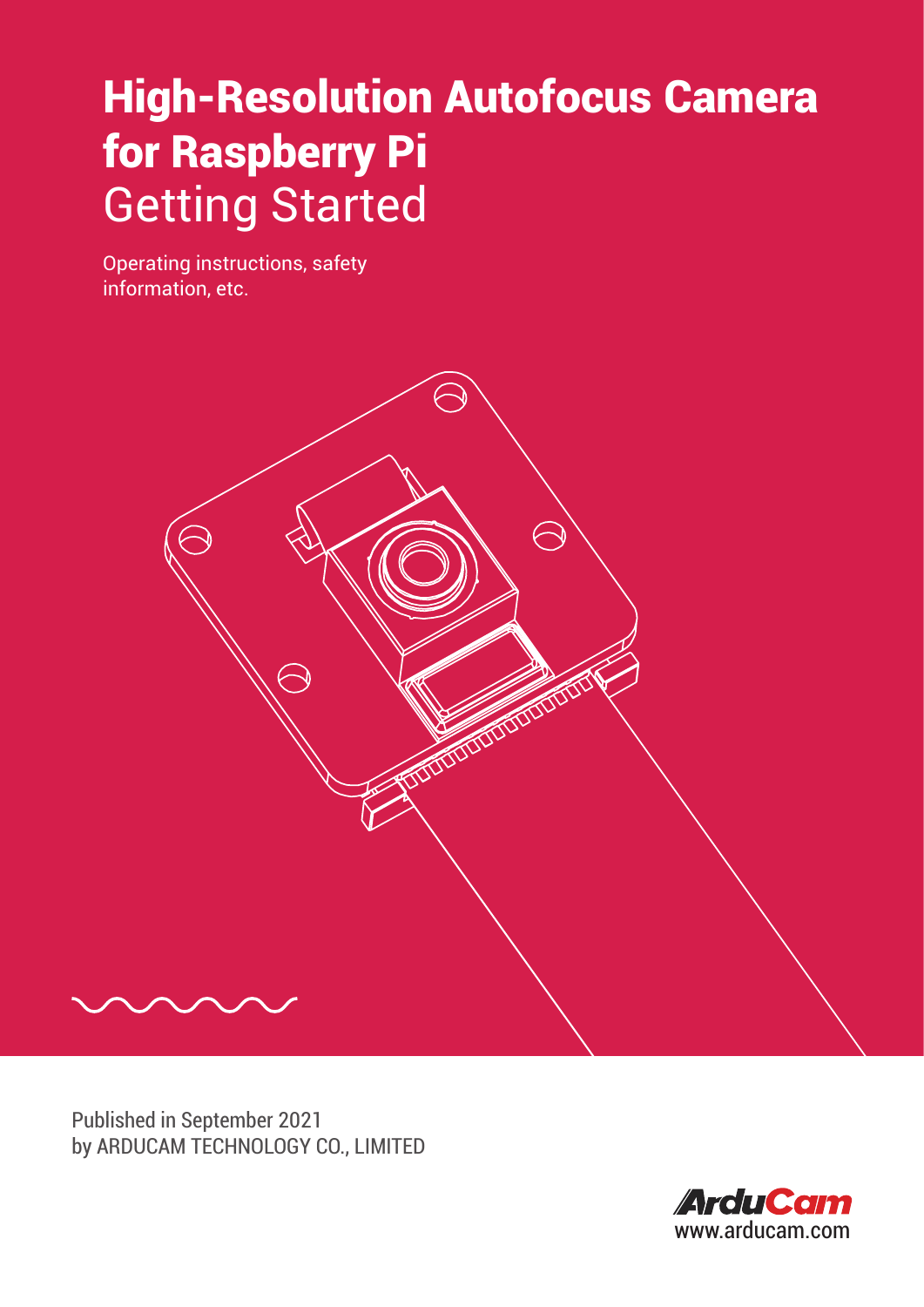# High-Resolution Autofocus Camera for Raspberry Pi

## Getting Started

Operating instructions, safety information, etc.

Published in September 2021
by ARDUCAM TECHNOLOGY CO., LIMITED

ArduCam
www.arducam.com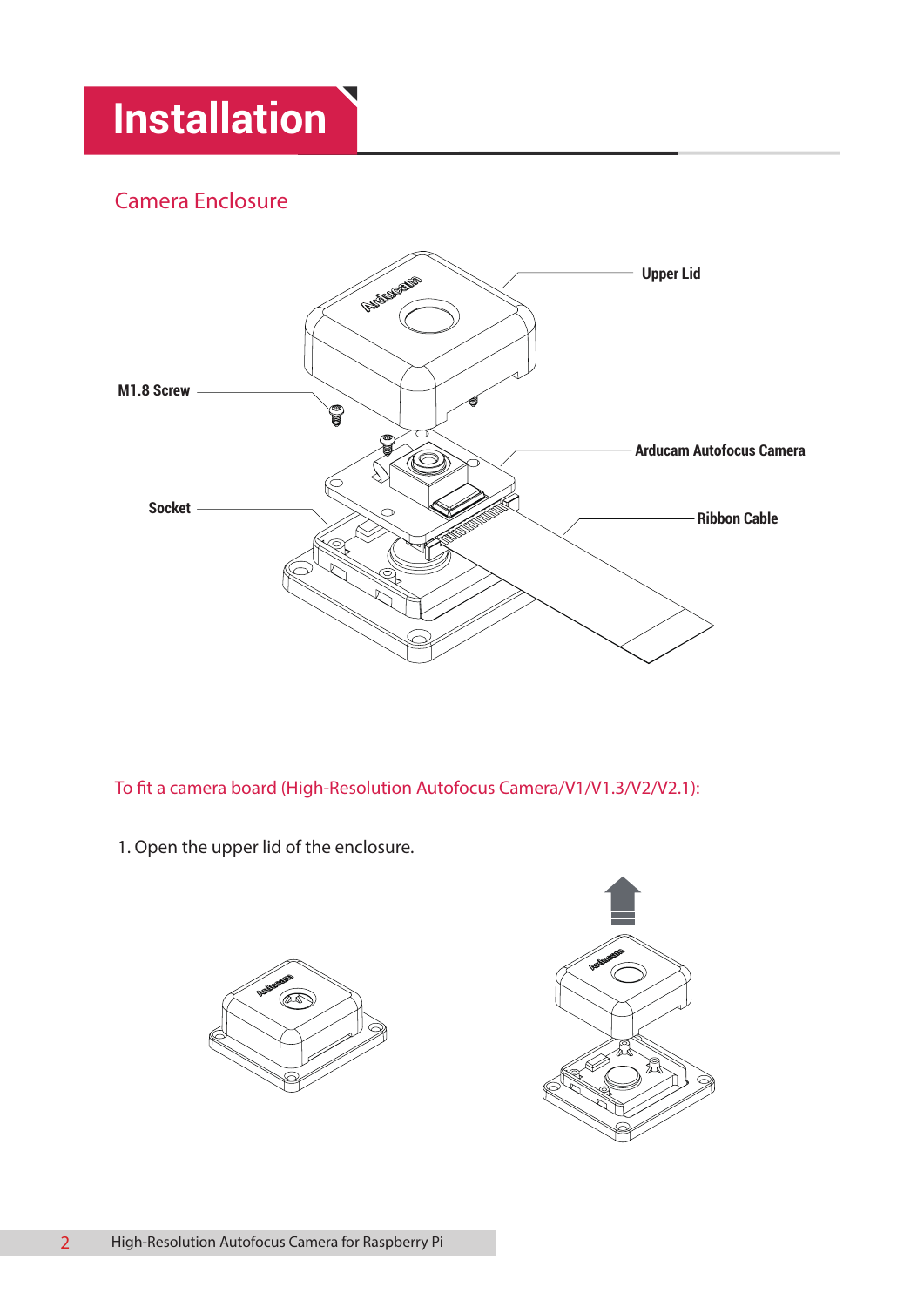# Installation

## Camera Enclosure

Upper Lid

M1.8 Screw

Arducam Autofocus Camera

Socket

Ribbon Cable

To fit a camera board (High-Resolution Autofocus Camera/V1/V1.3/V2/V2.1):

1. Open the upper lid of the enclosure.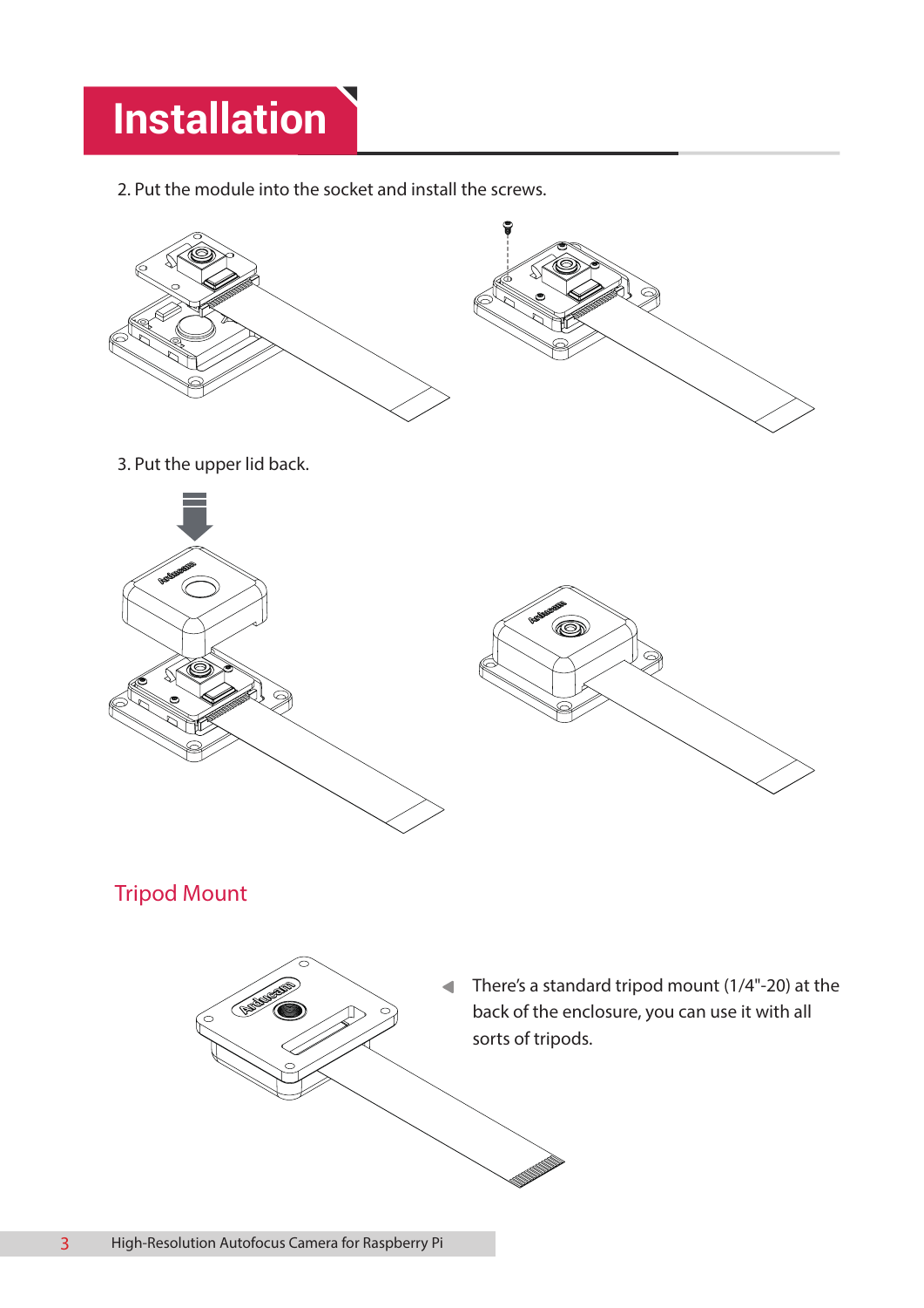# Installation

2. Put the module into the socket and install the screws.

3. Put the upper lid back.

## Tripod Mount

There's a standard tripod mount (1/4"-20) at the back of the enclosure, you can use it with all sorts of tripods.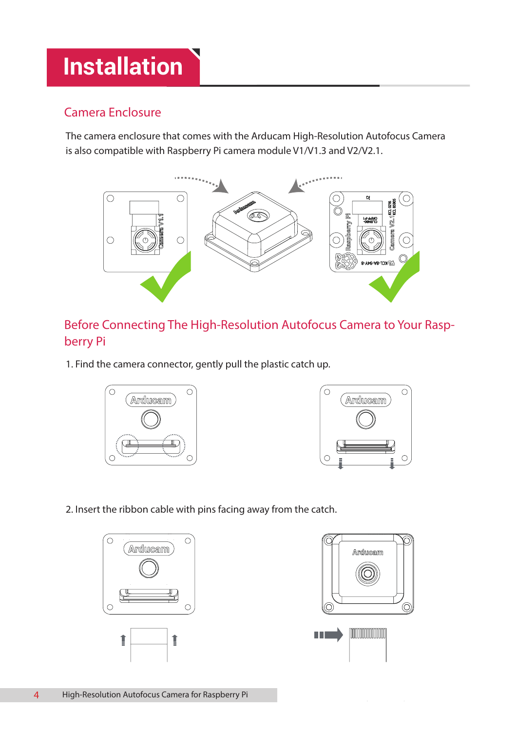# Installation

## Camera Enclosure

The camera enclosure that comes with the Arducam High-Resolution Autofocus Camera is also compatible with Raspberry Pi camera module V1/V1.3 and V2/V2.1.

## Before Connecting The High-Resolution Autofocus Camera to Your Raspberry Pi

1. Find the camera connector, gently pull the plastic catch up.

2. Insert the ribbon cable with pins facing away from the catch.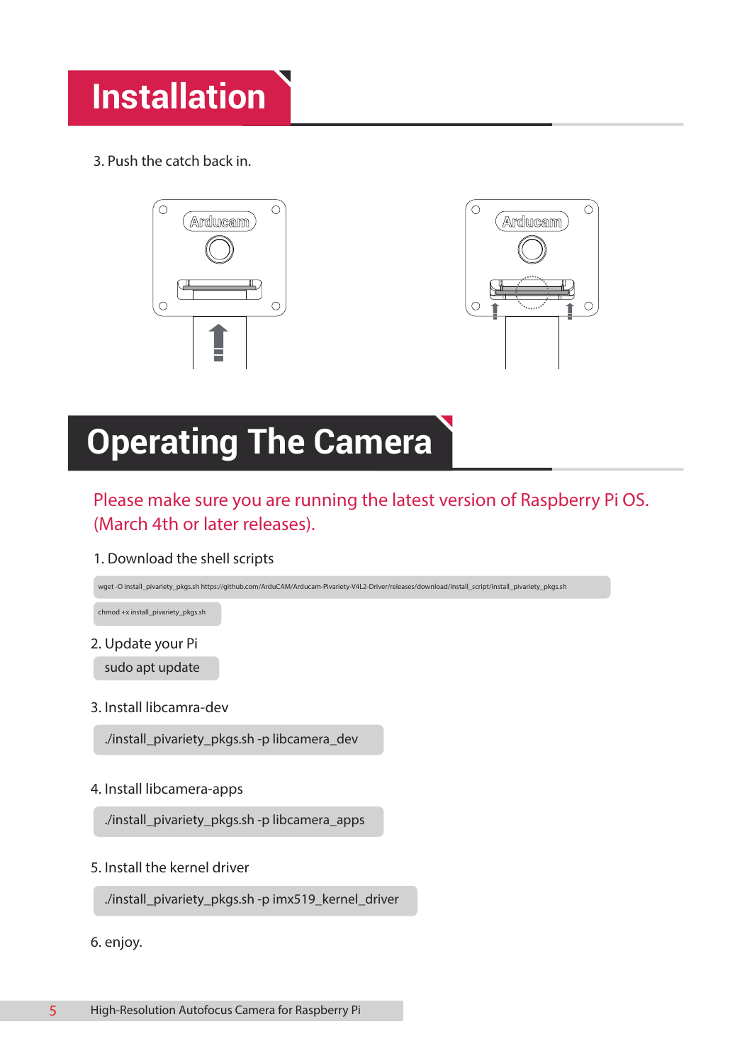# Installation

3. Push the catch back in.

# Operating The Camera

Please make sure you are running the latest version of Raspberry Pi OS. (March 4th or later releases).

1. Download the shell scripts

```
wget -O install_pivariety_pkgs.sh https://github.com/ArduCAM/Arducam-Pivariety-V4L2-Driver/releases/download/install_script/install_pivariety_pkgs.sh
```

```
chmod +x install_pivariety_pkgs.sh
```

2. Update your Pi

```
sudo apt update
```

3. Install libcamra-dev

```
./install_pivariety_pkgs.sh -p libcamera_dev
```

4. Install libcamera-apps

```
./install_pivariety_pkgs.sh -p libcamera_apps
```

5. Install the kernel driver

```
./install_pivariety_pkgs.sh -p imx519_kernel_driver
```

6. enjoy.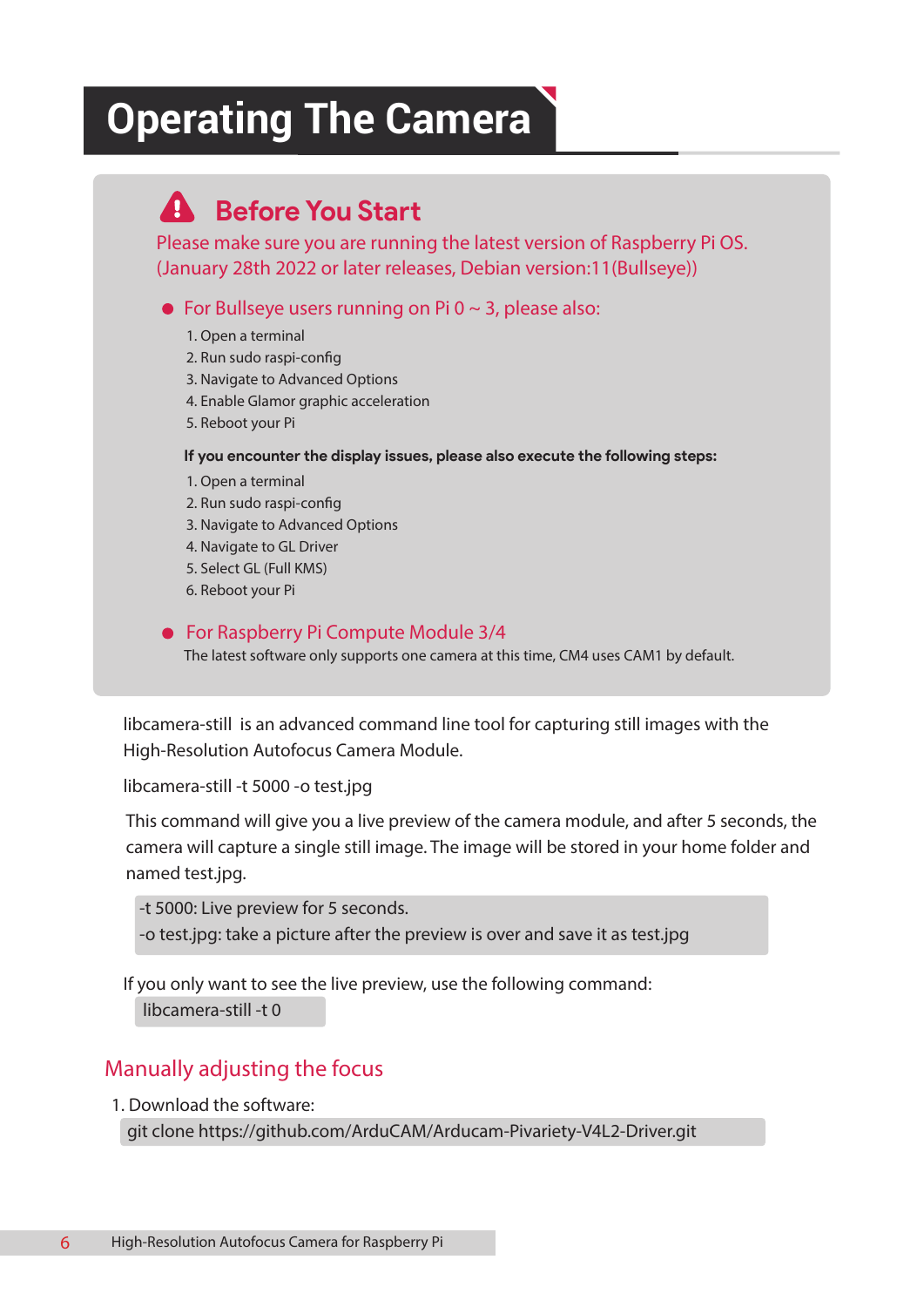# Operating The Camera

## Before You Start

Please make sure you are running the latest version of Raspberry Pi OS. (January 28th 2022 or later releases, Debian version:11(Bullseye))

- For Bullseye users running on Pi 0 ~ 3, please also:

  1. Open a terminal
  2. Run sudo raspi-config
  3. Navigate to Advanced Options
  4. Enable Glamor graphic acceleration
  5. Reboot your Pi

  **If you encounter the display issues, please also execute the following steps:**

  1. Open a terminal
  2. Run sudo raspi-config
  3. Navigate to Advanced Options
  4. Navigate to GL Driver
  5. Select GL (Full KMS)
  6. Reboot your Pi

- For Raspberry Pi Compute Module 3/4

  The latest software only supports one camera at this time, CM4 uses CAM1 by default.

libcamera-still is an advanced command line tool for capturing still images with the High-Resolution Autofocus Camera Module.

```
libcamera-still -t 5000 -o test.jpg
```

This command will give you a live preview of the camera module, and after 5 seconds, the camera will capture a single still image. The image will be stored in your home folder and named test.jpg.

```
-t 5000: Live preview for 5 seconds.
-o test.jpg: take a picture after the preview is over and save it as test.jpg
```

If you only want to see the live preview, use the following command:

```
libcamera-still -t 0
```

## Manually adjusting the focus

1. Download the software:

```
git clone https://github.com/ArduCAM/Arducam-Pivariety-V4L2-Driver.git
```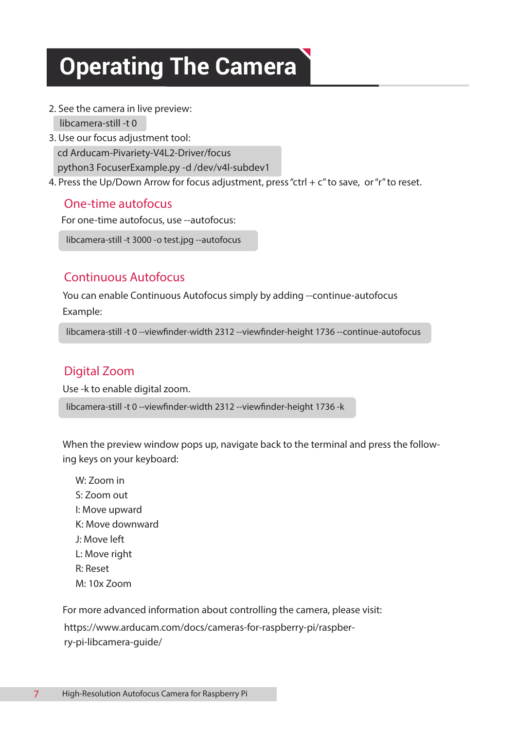# Operating The Camera

2. See the camera in live preview:

```
libcamera-still -t 0
```

3. Use our focus adjustment tool:

```
cd Arducam-Pivariety-V4L2-Driver/focus
python3 FocuserExample.py -d /dev/v4l-subdev1
```

4. Press the Up/Down Arrow for focus adjustment, press "ctrl + c" to save, or "r" to reset.

## One-time autofocus

For one-time autofocus, use --autofocus:

```
libcamera-still -t 3000 -o test.jpg --autofocus
```

## Continuous Autofocus

You can enable Continuous Autofocus simply by adding --continue-autofocus

Example:

```
libcamera-still -t 0 --viewfinder-width 2312 --viewfinder-height 1736 --continue-autofocus
```

## Digital Zoom

Use -k to enable digital zoom.

```
libcamera-still -t 0 --viewfinder-width 2312 --viewfinder-height 1736 -k
```

When the preview window pops up, navigate back to the terminal and press the following keys on your keyboard:

W: Zoom in
S: Zoom out
I: Move upward
K: Move downward
J: Move left
L: Move right
R: Reset
M: 10x Zoom

For more advanced information about controlling the camera, please visit:
https://www.arducam.com/docs/cameras-for-raspberry-pi/raspberry-pi-libcamera-guide/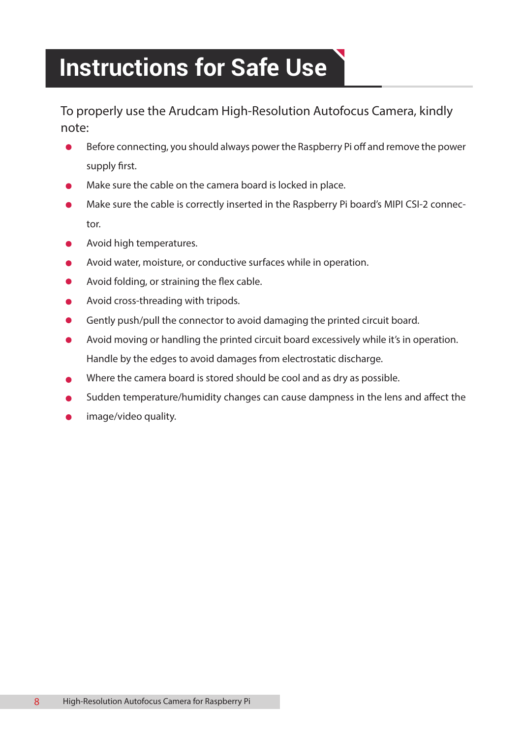# Instructions for Safe Use

To properly use the Arudcam High-Resolution Autofocus Camera, kindly note:

- Before connecting, you should always power the Raspberry Pi off and remove the power supply first.
- Make sure the cable on the camera board is locked in place.
- Make sure the cable is correctly inserted in the Raspberry Pi board's MIPI CSI-2 connector.
- Avoid high temperatures.
- Avoid water, moisture, or conductive surfaces while in operation.
- Avoid folding, or straining the flex cable.
- Avoid cross-threading with tripods.
- Gently push/pull the connector to avoid damaging the printed circuit board.
- Avoid moving or handling the printed circuit board excessively while it's in operation. Handle by the edges to avoid damages from electrostatic discharge.
- Where the camera board is stored should be cool and as dry as possible.
- Sudden temperature/humidity changes can cause dampness in the lens and affect the
- image/video quality.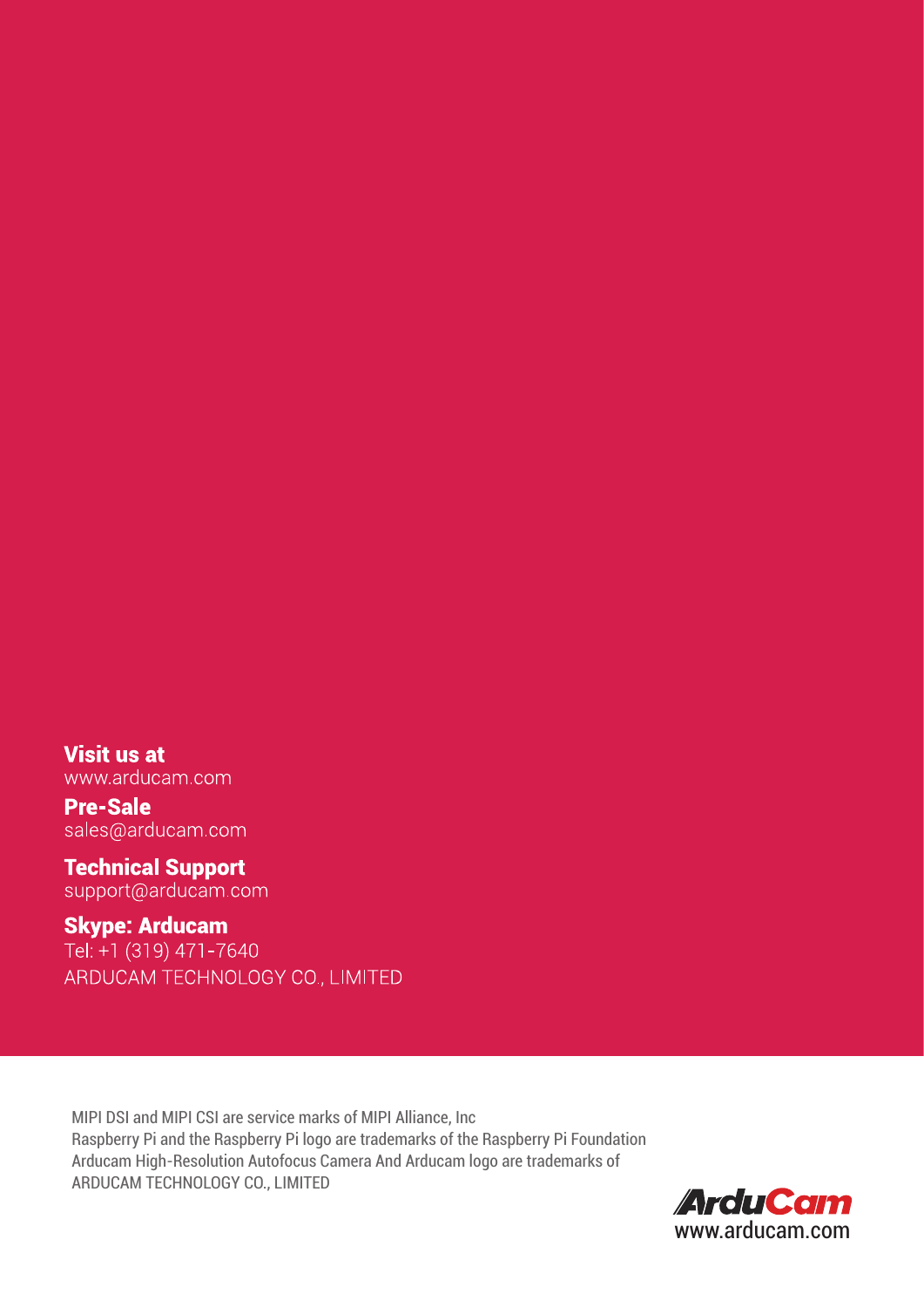**Visit us at**
www.arducam.com

**Pre-Sale**
sales@arducam.com

**Technical Support**
support@arducam.com

**Skype: Arducam**
Tel: +1 (319) 471-7640
ARDUCAM TECHNOLOGY CO., LIMITED

MIPI DSI and MIPI CSI are service marks of MIPI Alliance, Inc
Raspberry Pi and the Raspberry Pi logo are trademarks of the Raspberry Pi Foundation
Arducam High-Resolution Autofocus Camera And Arducam logo are trademarks of ARDUCAM TECHNOLOGY CO., LIMITED

ArduCam
www.arducam.com